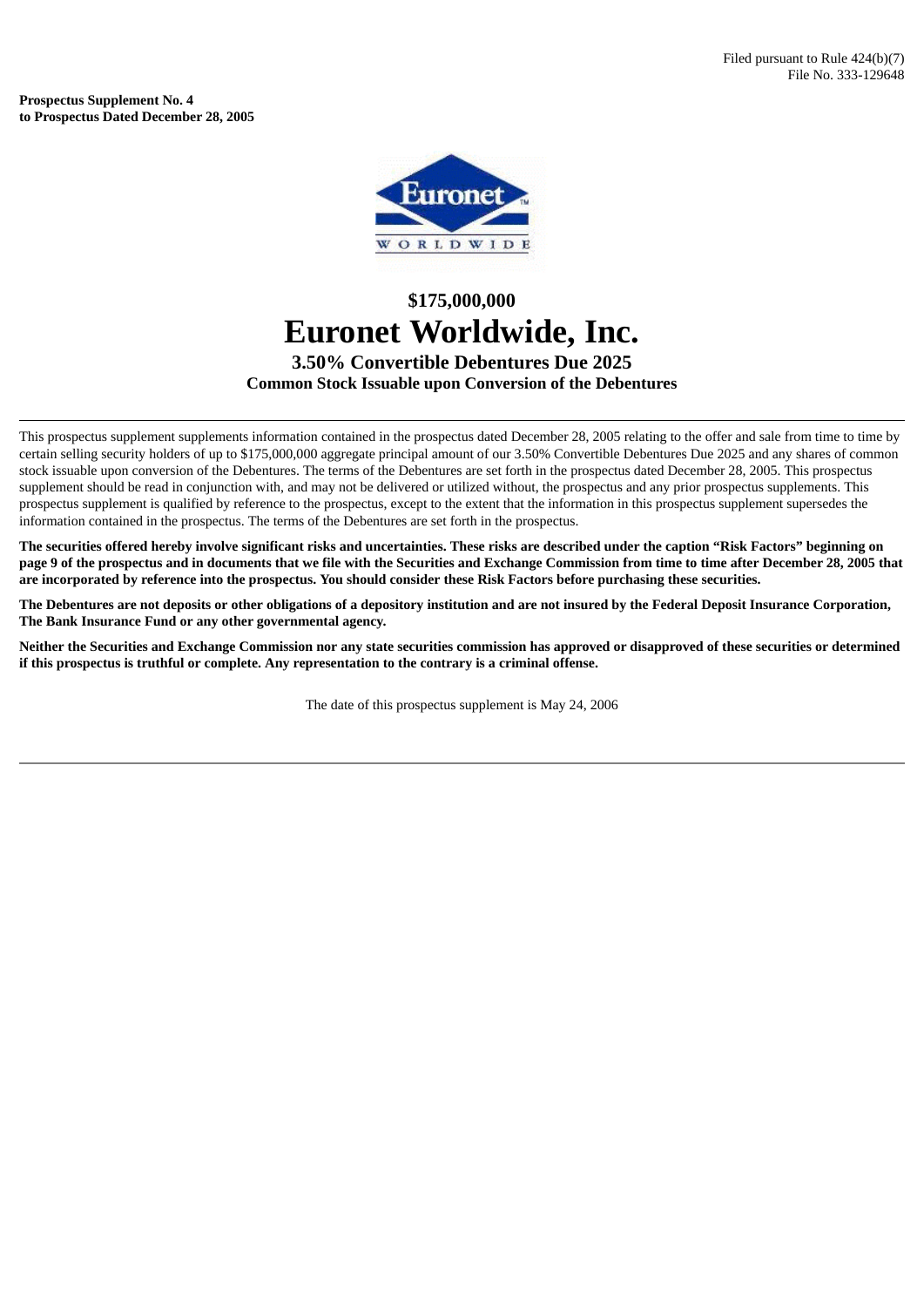Filed pursuant to Rule 424(b)(7)
File No. 333-129648

**Prospectus Supplement No. 4**
**to Prospectus Dated December 28, 2005**

# $175,000,000

# Euronet Worldwide, Inc.

## 3.50% Convertible Debentures Due 2025

### Common Stock Issuable upon Conversion of the Debentures

---

This prospectus supplement supplements information contained in the prospectus dated December 28, 2005 relating to the offer and sale from time to time by certain selling security holders of up to $175,000,000 aggregate principal amount of our 3.50% Convertible Debentures Due 2025 and any shares of common stock issuable upon conversion of the Debentures. The terms of the Debentures are set forth in the prospectus dated December 28, 2005. This prospectus supplement should be read in conjunction with, and may not be delivered or utilized without, the prospectus and any prior prospectus supplements. This prospectus supplement is qualified by reference to the prospectus, except to the extent that the information in this prospectus supplement supersedes the information contained in the prospectus. The terms of the Debentures are set forth in the prospectus.

**The securities offered hereby involve significant risks and uncertainties. These risks are described under the caption "Risk Factors" beginning on page 9 of the prospectus and in documents that we file with the Securities and Exchange Commission from time to time after December 28, 2005 that are incorporated by reference into the prospectus. You should consider these Risk Factors before purchasing these securities.**

**The Debentures are not deposits or other obligations of a depository institution and are not insured by the Federal Deposit Insurance Corporation, The Bank Insurance Fund or any other governmental agency.**

**Neither the Securities and Exchange Commission nor any state securities commission has approved or disapproved of these securities or determined if this prospectus is truthful or complete. Any representation to the contrary is a criminal offense.**

The date of this prospectus supplement is May 24, 2006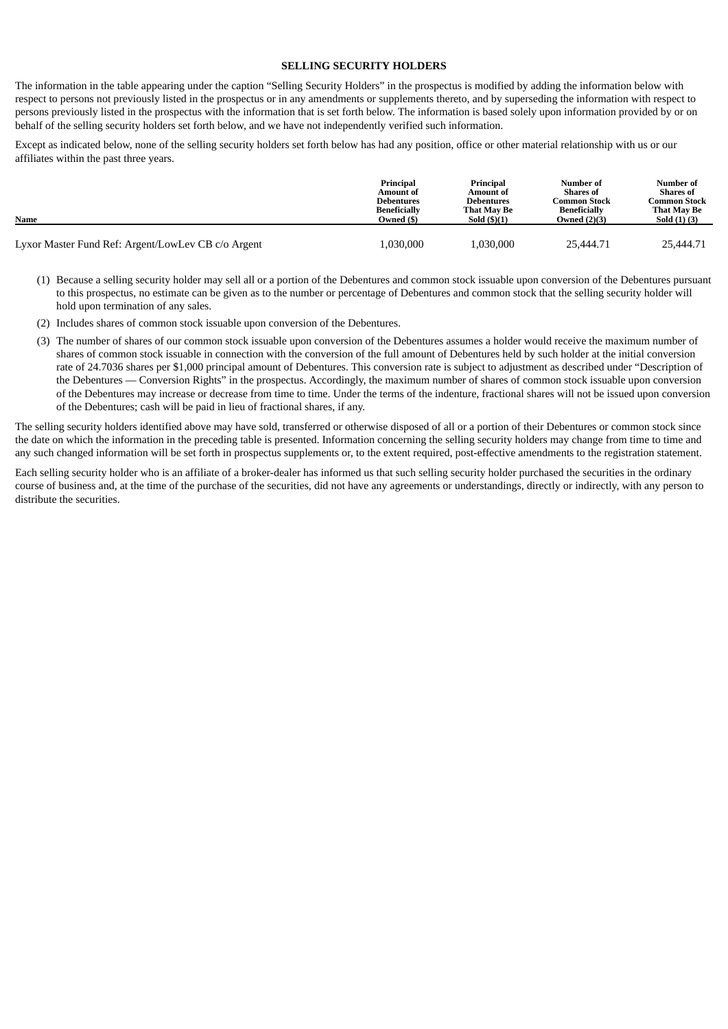## SELLING SECURITY HOLDERS

The information in the table appearing under the caption "Selling Security Holders" in the prospectus is modified by adding the information below with respect to persons not previously listed in the prospectus or in any amendments or supplements thereto, and by superseding the information with respect to persons previously listed in the prospectus with the information that is set forth below. The information is based solely upon information provided by or on behalf of the selling security holders set forth below, and we have not independently verified such information.

Except as indicated below, none of the selling security holders set forth below has had any position, office or other material relationship with us or our affiliates within the past three years.

| Name | Principal Amount of Debentures Beneficially Owned ($) | Principal Amount of Debentures That May Be Sold ($)(1) | Number of Shares of Common Stock Beneficially Owned (2)(3) | Number of Shares of Common Stock That May Be Sold (1) (3) |
|---|---|---|---|---|
| Lyxor Master Fund Ref: Argent/LowLev CB c/o Argent | 1,030,000 | 1,030,000 | 25,444.71 | 25,444.71 |

(1) Because a selling security holder may sell all or a portion of the Debentures and common stock issuable upon conversion of the Debentures pursuant to this prospectus, no estimate can be given as to the number or percentage of Debentures and common stock that the selling security holder will hold upon termination of any sales.

(2) Includes shares of common stock issuable upon conversion of the Debentures.

(3) The number of shares of our common stock issuable upon conversion of the Debentures assumes a holder would receive the maximum number of shares of common stock issuable in connection with the conversion of the full amount of Debentures held by such holder at the initial conversion rate of 24.7036 shares per $1,000 principal amount of Debentures. This conversion rate is subject to adjustment as described under "Description of the Debentures — Conversion Rights" in the prospectus. Accordingly, the maximum number of shares of common stock issuable upon conversion of the Debentures may increase or decrease from time to time. Under the terms of the indenture, fractional shares will not be issued upon conversion of the Debentures; cash will be paid in lieu of fractional shares, if any.

The selling security holders identified above may have sold, transferred or otherwise disposed of all or a portion of their Debentures or common stock since the date on which the information in the preceding table is presented. Information concerning the selling security holders may change from time to time and any such changed information will be set forth in prospectus supplements or, to the extent required, post-effective amendments to the registration statement.

Each selling security holder who is an affiliate of a broker-dealer has informed us that such selling security holder purchased the securities in the ordinary course of business and, at the time of the purchase of the securities, did not have any agreements or understandings, directly or indirectly, with any person to distribute the securities.